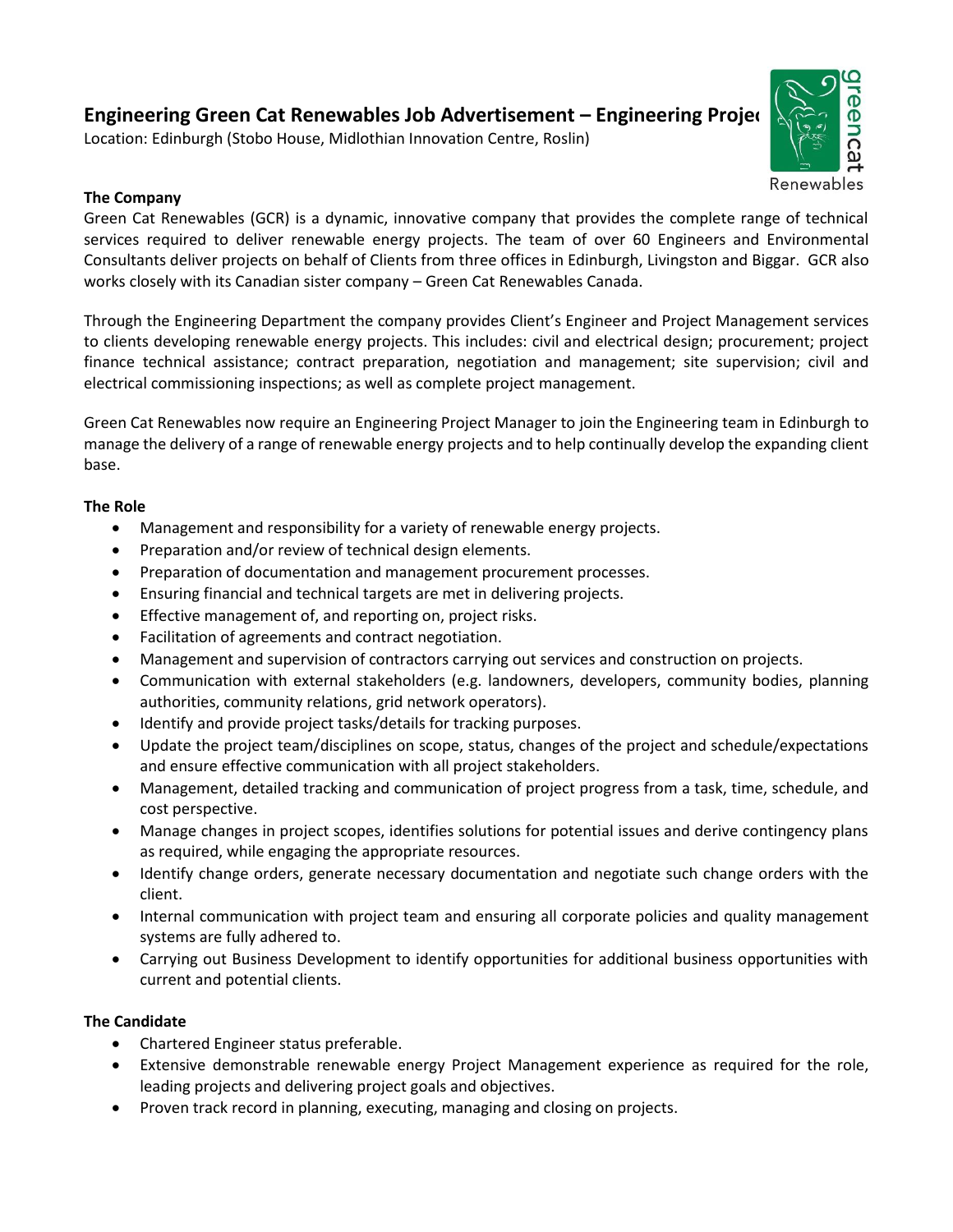# Engineering Green Cat Renewables Job Advertisement – Engineering Projec

Location: Edinburgh (Stobo House, Midlothian Innovation Centre, Roslin)

**The Company**

Green Cat Renewables (GCR) is a dynamic, innovative company that provides the complete range of technical services required to deliver renewable energy projects. The team of over 60 Engineers and Environmental Consultants deliver projects on behalf of Clients from three offices in Edinburgh, Livingston and Biggar. GCR also works closely with its Canadian sister company – Green Cat Renewables Canada.

Through the Engineering Department the company provides Client's Engineer and Project Management services to clients developing renewable energy projects. This includes: civil and electrical design; procurement; project finance technical assistance; contract preparation, negotiation and management; site supervision; civil and electrical commissioning inspections; as well as complete project management.

Green Cat Renewables now require an Engineering Project Manager to join the Engineering team in Edinburgh to manage the delivery of a range of renewable energy projects and to help continually develop the expanding client base.

**The Role**

- Management and responsibility for a variety of renewable energy projects.
- Preparation and/or review of technical design elements.
- Preparation of documentation and management procurement processes.
- Ensuring financial and technical targets are met in delivering projects.
- Effective management of, and reporting on, project risks.
- Facilitation of agreements and contract negotiation.
- Management and supervision of contractors carrying out services and construction on projects.
- Communication with external stakeholders (e.g. landowners, developers, community bodies, planning authorities, community relations, grid network operators).
- Identify and provide project tasks/details for tracking purposes.
- Update the project team/disciplines on scope, status, changes of the project and schedule/expectations and ensure effective communication with all project stakeholders.
- Management, detailed tracking and communication of project progress from a task, time, schedule, and cost perspective.
- Manage changes in project scopes, identifies solutions for potential issues and derive contingency plans as required, while engaging the appropriate resources.
- Identify change orders, generate necessary documentation and negotiate such change orders with the client.
- Internal communication with project team and ensuring all corporate policies and quality management systems are fully adhered to.
- Carrying out Business Development to identify opportunities for additional business opportunities with current and potential clients.

**The Candidate**

- Chartered Engineer status preferable.
- Extensive demonstrable renewable energy Project Management experience as required for the role, leading projects and delivering project goals and objectives.
- Proven track record in planning, executing, managing and closing on projects.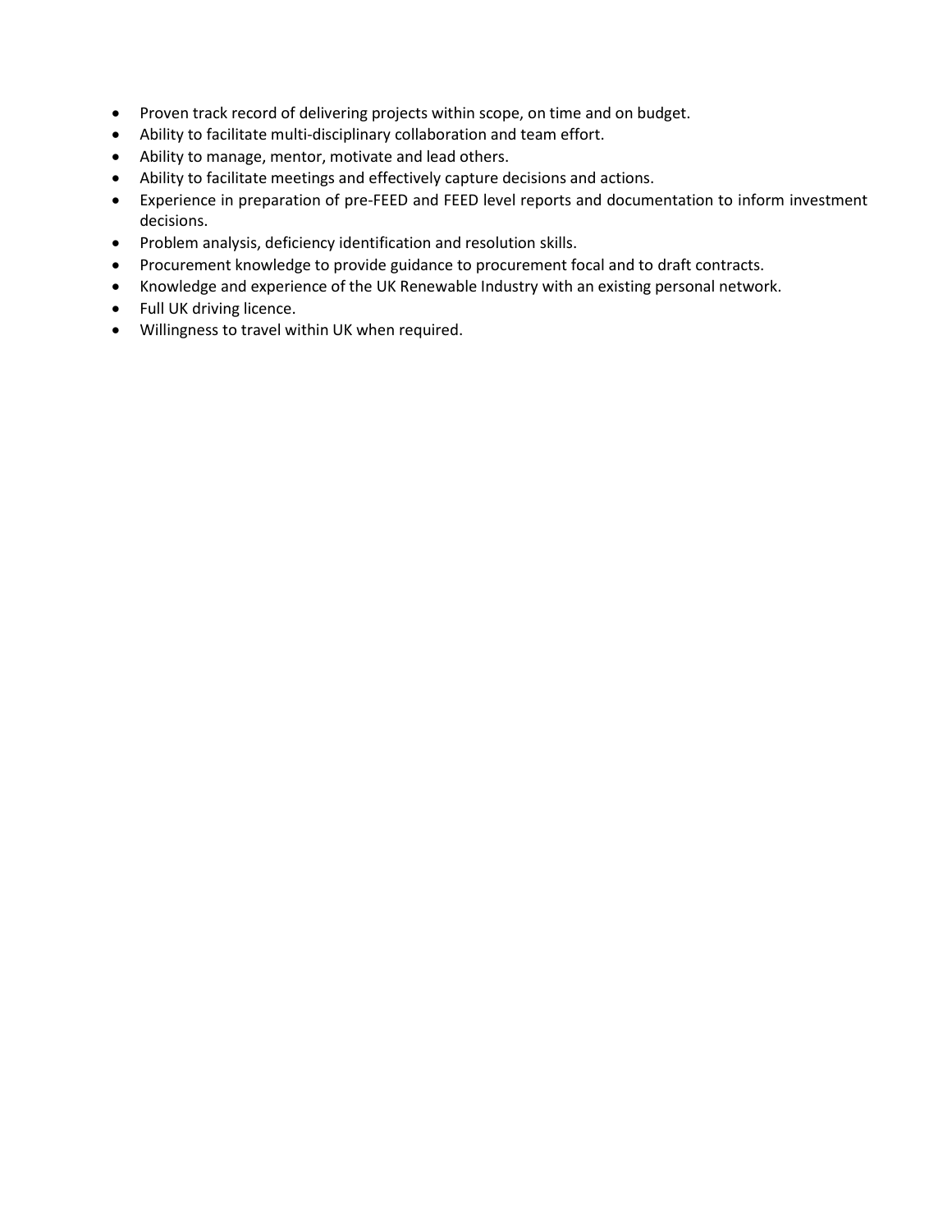- Proven track record of delivering projects within scope, on time and on budget.
- Ability to facilitate multi-disciplinary collaboration and team effort.
- Ability to manage, mentor, motivate and lead others.
- Ability to facilitate meetings and effectively capture decisions and actions.
- Experience in preparation of pre-FEED and FEED level reports and documentation to inform investment decisions.
- Problem analysis, deficiency identification and resolution skills.
- Procurement knowledge to provide guidance to procurement focal and to draft contracts.
- Knowledge and experience of the UK Renewable Industry with an existing personal network.
- Full UK driving licence.
- Willingness to travel within UK when required.